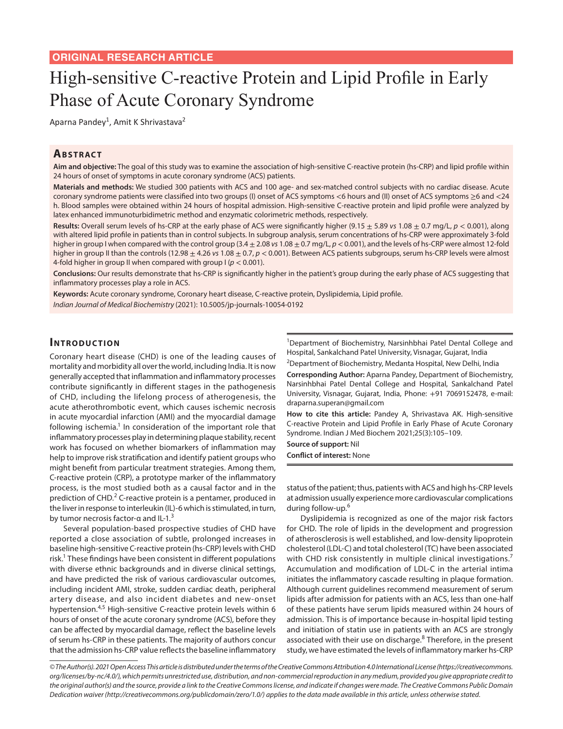ORIGINAL RESEARCH ARTICLE

# High-sensitive C-reactive Protein and Lipid Profile in Early Phase of Acute Coronary Syndrome

Aparna Pandey[1], Amit K Shrivastava[2]

## Abstract

**Aim and objective:** The goal of this study was to examine the association of high-sensitive C-reactive protein (hs-CRP) and lipid profile within 24 hours of onset of symptoms in acute coronary syndrome (ACS) patients.

**Materials and methods:** We studied 300 patients with ACS and 100 age- and sex-matched control subjects with no cardiac disease. Acute coronary syndrome patients were classified into two groups (I) onset of ACS symptoms <6 hours and (II) onset of ACS symptoms ≥6 and <24 h. Blood samples were obtained within 24 hours of hospital admission. High-sensitive C-reactive protein and lipid profile were analyzed by latex enhanced immunoturbidimetric method and enzymatic colorimetric methods, respectively.

**Results:** Overall serum levels of hs-CRP at the early phase of ACS were significantly higher (9.15 ± 5.89 *vs* 1.08 ± 0.7 mg/L, $p < 0.001$), along with altered lipid profile in patients than in control subjects. In subgroup analysis, serum concentrations of hs-CRP were approximately 3-fold higher in group I when compared with the control group (3.4 ± 2.08 *vs* 1.08 ± 0.7 mg/L, $p < 0.001$), and the levels of hs-CRP were almost 12-fold higher in group II than the controls (12.98 ± 4.26 *vs* 1.08 ± 0.7, $p < 0.001$). Between ACS patients subgroups, serum hs-CRP levels were almost 4-fold higher in group II when compared with group I ($p < 0.001$).

**Conclusions:** Our results demonstrate that hs-CRP is significantly higher in the patient's group during the early phase of ACS suggesting that inflammatory processes play a role in ACS.

**Keywords:** Acute coronary syndrome, Coronary heart disease, C-reactive protein, Dyslipidemia, Lipid profile.

*Indian Journal of Medical Biochemistry* (2021): 10.5005/jp-journals-10054-0192

[1]Department of Biochemistry, Narsinhbhai Patel Dental College and Hospital, Sankalchand Patel University, Visnagar, Gujarat, India

[2]Department of Biochemistry, Medanta Hospital, New Delhi, India

**Corresponding Author:** Aparna Pandey, Department of Biochemistry, Narsinhbhai Patel Dental College and Hospital, Sankalchand Patel University, Visnagar, Gujarat, India, Phone: +91 7069152478, e-mail: draparna.superan@gmail.com

**How to cite this article:** Pandey A, Shrivastava AK. High-sensitive C-reactive Protein and Lipid Profile in Early Phase of Acute Coronary Syndrome. Indian J Med Biochem 2021;25(3):105–109.

**Source of support:** Nil

**Conflict of interest:** None

## Introduction

Coronary heart disease (CHD) is one of the leading causes of mortality and morbidity all over the world, including India. It is now generally accepted that inflammation and inflammatory processes contribute significantly in different stages in the pathogenesis of CHD, including the lifelong process of atherogenesis, the acute atherothrombotic event, which causes ischemic necrosis in acute myocardial infarction (AMI) and the myocardial damage following ischemia.[1] In consideration of the important role that inflammatory processes play in determining plaque stability, recent work has focused on whether biomarkers of inflammation may help to improve risk stratification and identify patient groups who might benefit from particular treatment strategies. Among them, C-reactive protein (CRP), a prototype marker of the inflammatory process, is the most studied both as a causal factor and in the prediction of CHD.[2] C-reactive protein is a pentamer, produced in the liver in response to interleukin (IL)-6 which is stimulated, in turn, by tumor necrosis factor-α and IL-1.[3]

Several population-based prospective studies of CHD have reported a close association of subtle, prolonged increases in baseline high-sensitive C-reactive protein (hs-CRP) levels with CHD risk.[1] These findings have been consistent in different populations with diverse ethnic backgrounds and in diverse clinical settings, and have predicted the risk of various cardiovascular outcomes, including incident AMI, stroke, sudden cardiac death, peripheral artery disease, and also incident diabetes and new-onset hypertension.[4,5] High-sensitive C-reactive protein levels within 6 hours of onset of the acute coronary syndrome (ACS), before they can be affected by myocardial damage, reflect the baseline levels of serum hs-CRP in these patients. The majority of authors concur that the admission hs-CRP value reflects the baseline inflammatory status of the patient; thus, patients with ACS and high hs-CRP levels at admission usually experience more cardiovascular complications during follow-up.[6]

Dyslipidemia is recognized as one of the major risk factors for CHD. The role of lipids in the development and progression of atherosclerosis is well established, and low-density lipoprotein cholesterol (LDL-C) and total cholesterol (TC) have been associated with CHD risk consistently in multiple clinical investigations.[7] Accumulation and modification of LDL-C in the arterial intima initiates the inflammatory cascade resulting in plaque formation. Although current guidelines recommend measurement of serum lipids after admission for patients with an ACS, less than one-half of these patients have serum lipids measured within 24 hours of admission. This is of importance because in-hospital lipid testing and initiation of statin use in patients with an ACS are strongly associated with their use on discharge.[8] Therefore, in the present study, we have estimated the levels of inflammatory marker hs-CRP

© The Author(s). 2021 Open Access This article is distributed under the terms of the Creative Commons Attribution 4.0 International License (https://creativecommons.org/licenses/by-nc/4.0/), which permits unrestricted use, distribution, and non-commercial reproduction in any medium, provided you give appropriate credit to the original author(s) and the source, provide a link to the Creative Commons license, and indicate if changes were made. The Creative Commons Public Domain Dedication waiver (http://creativecommons.org/publicdomain/zero/1.0/) applies to the data made available in this article, unless otherwise stated.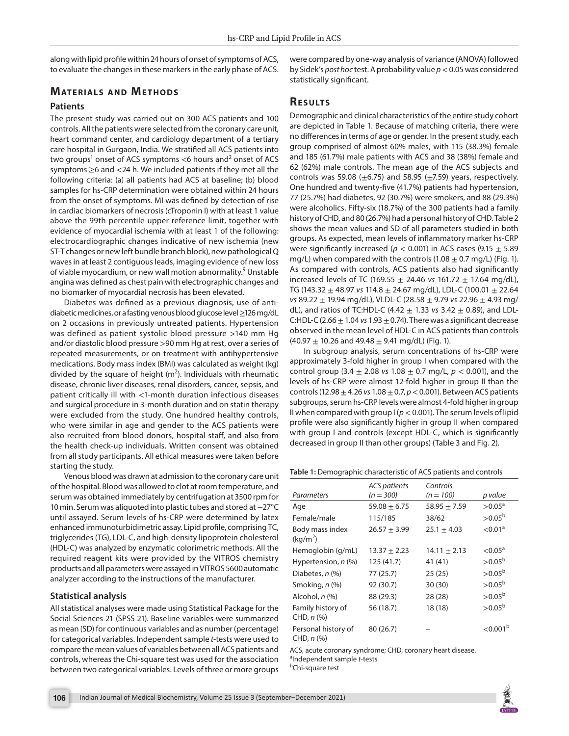along with lipid profile within 24 hours of onset of symptoms of ACS, to evaluate the changes in these markers in the early phase of ACS.

## Materials and Methods

### Patients

The present study was carried out on 300 ACS patients and 100 controls. All the patients were selected from the coronary care unit, heart command center, and cardiology department of a tertiary care hospital in Gurgaon, India. We stratified all ACS patients into two groups[1] onset of ACS symptoms <6 hours and[2] onset of ACS symptoms ≥6 and <24 h. We included patients if they met all the following criteria: (a) all patients had ACS at baseline; (b) blood samples for hs-CRP determination were obtained within 24 hours from the onset of symptoms. MI was defined by detection of rise in cardiac biomarkers of necrosis (cTroponin I) with at least 1 value above the 99th percentile upper reference limit, together with evidence of myocardial ischemia with at least 1 of the following: electrocardiographic changes indicative of new ischemia (new ST-T changes or new left bundle branch block), new pathological Q waves in at least 2 contiguous leads, imaging evidence of new loss of viable myocardium, or new wall motion abnormality.[9] Unstable angina was defined as chest pain with electrographic changes and no biomarker of myocardial necrosis has been elevated.

Diabetes was defined as a previous diagnosis, use of anti-diabetic medicines, or a fasting venous blood glucose level ≥126 mg/dL on 2 occasions in previously untreated patients. Hypertension was defined as patient systolic blood pressure >140 mm Hg and/or diastolic blood pressure >90 mm Hg at rest, over a series of repeated measurements, or on treatment with antihypertensive medications. Body mass index (BMI) was calculated as weight (kg) divided by the square of height ($m^2$). Individuals with rheumatic disease, chronic liver diseases, renal disorders, cancer, sepsis, and patient critically ill with <1-month duration infectious diseases and surgical procedure in 3-month duration and on statin therapy were excluded from the study. One hundred healthy controls, who were similar in age and gender to the ACS patients were also recruited from blood donors, hospital staff, and also from the health check-up individuals. Written consent was obtained from all study participants. All ethical measures were taken before starting the study.

Venous blood was drawn at admission to the coronary care unit of the hospital. Blood was allowed to clot at room temperature, and serum was obtained immediately by centrifugation at 3500 rpm for 10 min. Serum was aliquoted into plastic tubes and stored at −27°C until assayed. Serum levels of hs-CRP were determined by latex enhanced immunoturbidimetric assay. Lipid profile, comprising TC, triglycerides (TG), LDL-C, and high-density lipoprotein cholesterol (HDL-C) was analyzed by enzymatic colorimetric methods. All the required reagent kits were provided by the VITROS chemistry products and all parameters were assayed in VITROS 5600 automatic analyzer according to the instructions of the manufacturer.

### Statistical analysis

All statistical analyses were made using Statistical Package for the Social Sciences 21 (SPSS 21). Baseline variables were summarized as mean (SD) for continuous variables and as number (percentage) for categorical variables. Independent sample *t*-tests were used to compare the mean values of variables between all ACS patients and controls, whereas the Chi-square test was used for the association between two categorical variables. Levels of three or more groups were compared by one-way analysis of variance (ANOVA) followed by Sidek's *post hoc* test. A probability value $p < 0.05$ was considered statistically significant.

## Results

Demographic and clinical characteristics of the entire study cohort are depicted in Table 1. Because of matching criteria, there were no differences in terms of age or gender. In the present study, each group comprised of almost 60% males, with 115 (38.3%) female and 185 (61.7%) male patients with ACS and 38 (38%) female and 62 (62%) male controls. The mean age of the ACS subjects and controls was 59.08 (±6.75) and 58.95 (±7.59) years, respectively. One hundred and twenty-five (41.7%) patients had hypertension, 77 (25.7%) had diabetes, 92 (30.7%) were smokers, and 88 (29.3%) were alcoholics. Fifty-six (18.7%) of the 300 patients had a family history of CHD, and 80 (26.7%) had a personal history of CHD. Table 2 shows the mean values and SD of all parameters studied in both groups. As expected, mean levels of inflammatory marker hs-CRP were significantly increased ($p < 0.001$) in ACS cases (9.15 ± 5.89 mg/L) when compared with the controls (1.08 ± 0.7 mg/L) (Fig. 1). As compared with controls, ACS patients also had significantly increased levels of TC (169.55 ± 24.46 *vs* 161.72 ± 17.64 mg/dL), TG (143.32 ± 48.97 *vs* 114.8 ± 24.67 mg/dL), LDL-C (100.01 ± 22.64 *vs* 89.22 ± 19.94 mg/dL), VLDL-C (28.58 ± 9.79 *vs* 22.96 ± 4.93 mg/dL), and ratios of TC:HDL-C (4.42 ± 1.33 *vs* 3.42 ± 0.89), and LDL-C:HDL-C (2.66 ± 1.04 *vs* 1.93 ± 0.74). There was a significant decrease observed in the mean level of HDL-C in ACS patients than controls (40.97 ± 10.26 and 49.48 ± 9.41 mg/dL) (Fig. 1).

In subgroup analysis, serum concentrations of hs-CRP were approximately 3-fold higher in group I when compared with the control group (3.4 ± 2.08 *vs* 1.08 ± 0.7 mg/L, $p < 0.001$), and the levels of hs-CRP were almost 12-fold higher in group II than the controls (12.98 ± 4.26 *vs* 1.08 ± 0.7, $p < 0.001$). Between ACS patients subgroups, serum hs-CRP levels were almost 4-fold higher in group II when compared with group I ($p < 0.001$). The serum levels of lipid profile were also significantly higher in group II when compared with group I and controls (except HDL-C, which is significantly decreased in group II than other groups) (Table 3 and Fig. 2).

**Table 1:** Demographic characteristic of ACS patients and controls

| *Parameters* | *ACS patients (n = 300)* | *Controls (n = 100)* | *p value* |
|---|---|---|---|
| Age | 59.08 ± 6.75 | 58.95 ± 7.59 | >0.05[a] |
| Female/male | 115/185 | 38/62 | >0.05[b] |
| Body mass index (kg/$m^2$) | 26.57 ± 3.99 | 25.1 ± 4.03 | <0.01[a] |
| Hemoglobin (g/mL) | 13.37 ± 2.23 | 14.11 ± 2.13 | <0.05[a] |
| Hypertension, *n* (%) | 125 (41.7) | 41 (41) | >0.05[b] |
| Diabetes, *n* (%) | 77 (25.7) | 25 (25) | >0.05[b] |
| Smoking, *n* (%) | 92 (30.7) | 30 (30) | >0.05[b] |
| Alcohol, *n* (%) | 88 (29.3) | 28 (28) | >0.05[b] |
| Family history of CHD, *n* (%) | 56 (18.7) | 18 (18) | >0.05[b] |
| Personal history of CHD, *n* (%) | 80 (26.7) | – | <0.001[b] |

ACS, acute coronary syndrome; CHD, coronary heart disease.
[a]Independent sample *t*-tests
[b]Chi-square test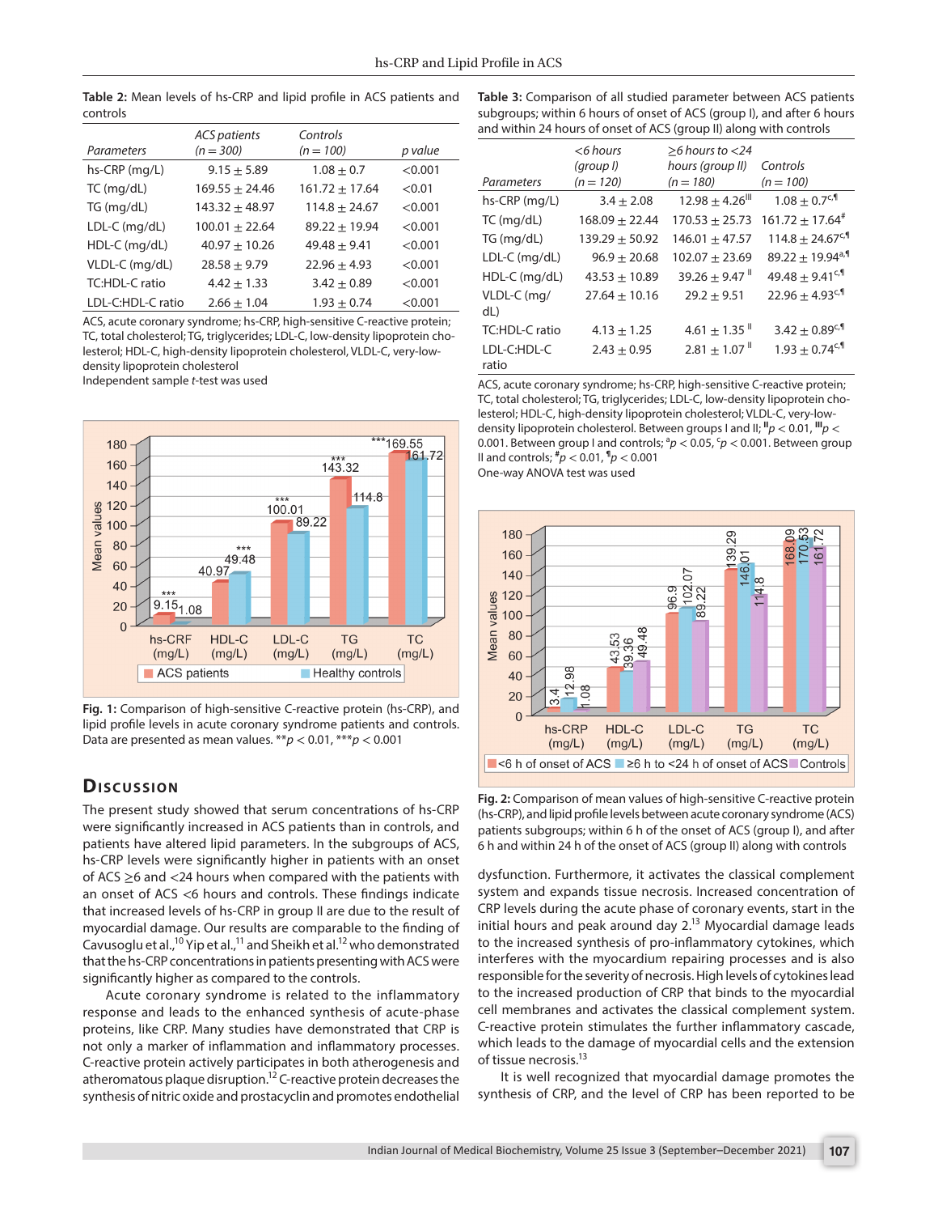**Table 2:** Mean levels of hs-CRP and lipid profile in ACS patients and controls

| Parameters | ACS patients (n = 300) | Controls (n = 100) | p value |
|---|---|---|---|
| hs-CRP (mg/L) | 9.15 ± 5.89 | 1.08 ± 0.7 | <0.001 |
| TC (mg/dL) | 169.55 ± 24.46 | 161.72 ± 17.64 | <0.01 |
| TG (mg/dL) | 143.32 ± 48.97 | 114.8 ± 24.67 | <0.001 |
| LDL-C (mg/dL) | 100.01 ± 22.64 | 89.22 ± 19.94 | <0.001 |
| HDL-C (mg/dL) | 40.97 ± 10.26 | 49.48 ± 9.41 | <0.001 |
| VLDL-C (mg/dL) | 28.58 ± 9.79 | 22.96 ± 4.93 | <0.001 |
| TC:HDL-C ratio | 4.42 ± 1.33 | 3.42 ± 0.89 | <0.001 |
| LDL-C:HDL-C ratio | 2.66 ± 1.04 | 1.93 ± 0.74 | <0.001 |

ACS, acute coronary syndrome; hs-CRP, high-sensitive C-reactive protein; TC, total cholesterol; TG, triglycerides; LDL-C, low-density lipoprotein cholesterol; HDL-C, high-density lipoprotein cholesterol; VLDL-C, very-low-density lipoprotein cholesterol
Independent sample *t*-test was used

**Fig. 1:** Comparison of high-sensitive C-reactive protein (hs-CRP), and lipid profile levels in acute coronary syndrome patients and controls. Data are presented as mean values. $^{**}p < 0.01$, $^{***}p < 0.001$

**Table 3:** Comparison of all studied parameter between ACS patients subgroups; within 6 hours of onset of ACS (group I), and after 6 hours and within 24 hours of onset of ACS (group II) along with controls

| Parameters | <6 hours (group I) (n = 120) | ≥6 hours to <24 hours (group II) (n = 180) | Controls (n = 100) |
|---|---|---|---|
| hs-CRP (mg/L) | 3.4 ± 2.08 | 12.98 ± 4.26[lll] | 1.08 ± 0.7[c,¶] |
| TC (mg/dL) | 168.09 ± 22.44 | 170.53 ± 25.73 | 161.72 ± 17.64[#] |
| TG (mg/dL) | 139.29 ± 50.92 | 146.01 ± 47.57 | 114.8 ± 24.67[c,¶] |
| LDL-C (mg/dL) | 96.9 ± 20.68 | 102.07 ± 23.69 | 89.22 ± 19.94[a,¶] |
| HDL-C (mg/dL) | 43.53 ± 10.89 | 39.26 ± 9.47[ll] | 49.48 ± 9.41[c,¶] |
| VLDL-C (mg/dL) | 27.64 ± 10.16 | 29.2 ± 9.51 | 22.96 ± 4.93[c,¶] |
| TC:HDL-C ratio | 4.13 ± 1.25 | 4.61 ± 1.35[ll] | 3.42 ± 0.89[c,¶] |
| LDL-C:HDL-C ratio | 2.43 ± 0.95 | 2.81 ± 1.07[ll] | 1.93 ± 0.74[c,¶] |

ACS, acute coronary syndrome; hs-CRP, high-sensitive C-reactive protein; TC, total cholesterol; TG, triglycerides; LDL-C, low-density lipoprotein cholesterol; HDL-C, high-density lipoprotein cholesterol; VLDL-C, very-low-density lipoprotein cholesterol. Between groups I and II; [ll]$p < 0.01$, [lll]$p < 0.001$. Between group I and controls; [a]$p < 0.05$, [c]$p < 0.001$. Between group II and controls; [#]$p < 0.01$, [¶]$p < 0.001$
One-way ANOVA test was used

**Fig. 2:** Comparison of mean values of high-sensitive C-reactive protein (hs-CRP), and lipid profile levels between acute coronary syndrome (ACS) patients subgroups; within 6 h of the onset of ACS (group I), and after 6 h and within 24 h of the onset of ACS (group II) along with controls

## Discussion

The present study showed that serum concentrations of hs-CRP were significantly increased in ACS patients than in controls, and patients have altered lipid parameters. In the subgroups of ACS, hs-CRP levels were significantly higher in patients with an onset of ACS ≥6 and <24 hours when compared with the patients with an onset of ACS <6 hours and controls. These findings indicate that increased levels of hs-CRP in group II are due to the result of myocardial damage. Our results are comparable to the finding of Cavusoglu et al.,[10] Yip et al.,[11] and Sheikh et al.[12] who demonstrated that the hs-CRP concentrations in patients presenting with ACS were significantly higher as compared to the controls.

Acute coronary syndrome is related to the inflammatory response and leads to the enhanced synthesis of acute-phase proteins, like CRP. Many studies have demonstrated that CRP is not only a marker of inflammation and inflammatory processes. C-reactive protein actively participates in both atherogenesis and atheromatous plaque disruption.[12] C-reactive protein decreases the synthesis of nitric oxide and prostacyclin and promotes endothelial dysfunction. Furthermore, it activates the classical complement system and expands tissue necrosis. Increased concentration of CRP levels during the acute phase of coronary events, start in the initial hours and peak around day 2.[13] Myocardial damage leads to the increased synthesis of pro-inflammatory cytokines, which interferes with the myocardium repairing processes and is also responsible for the severity of necrosis. High levels of cytokines lead to the increased production of CRP that binds to the myocardial cell membranes and activates the classical complement system. C-reactive protein stimulates the further inflammatory cascade, which leads to the damage of myocardial cells and the extension of tissue necrosis.[13]

It is well recognized that myocardial damage promotes the synthesis of CRP, and the level of CRP has been reported to be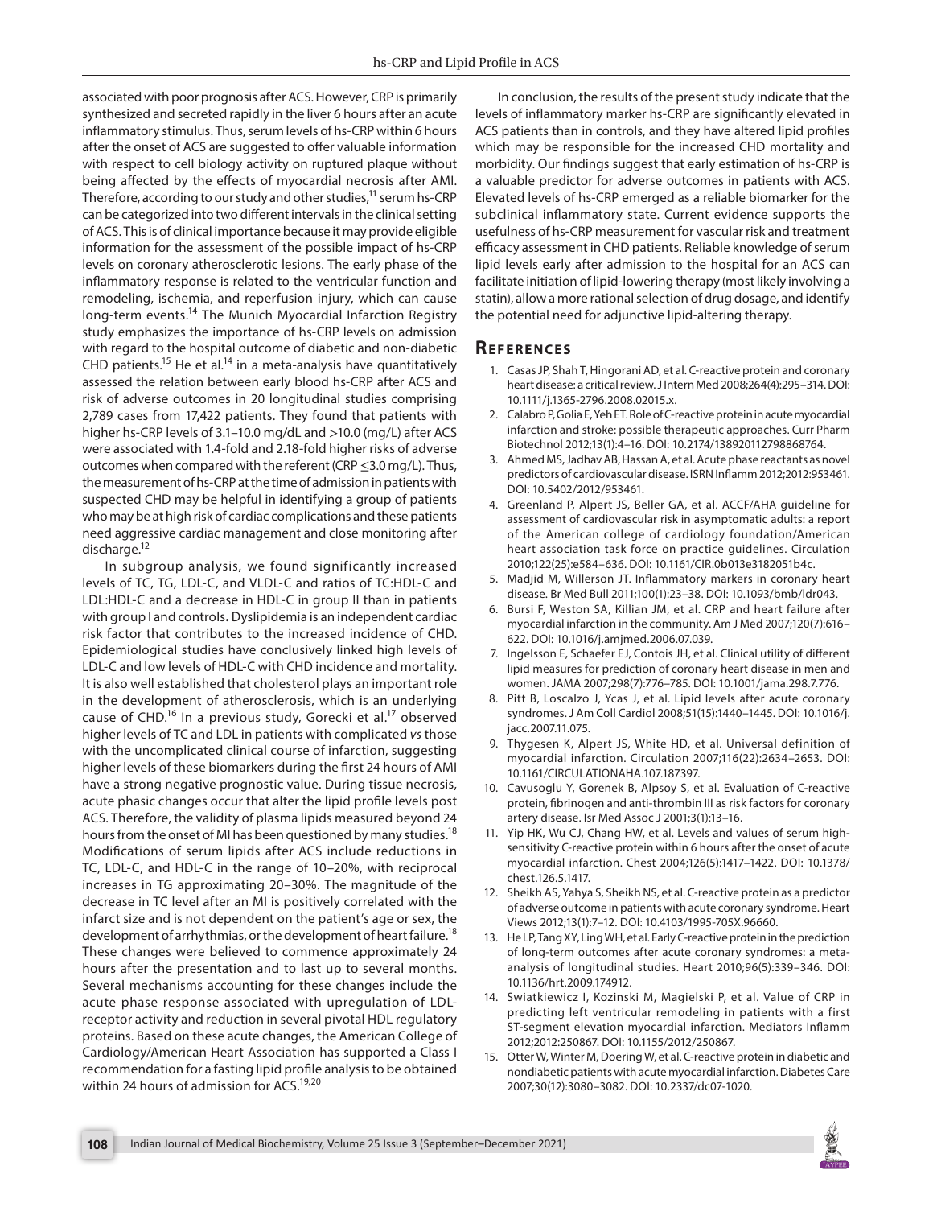associated with poor prognosis after ACS. However, CRP is primarily synthesized and secreted rapidly in the liver 6 hours after an acute inflammatory stimulus. Thus, serum levels of hs-CRP within 6 hours after the onset of ACS are suggested to offer valuable information with respect to cell biology activity on ruptured plaque without being affected by the effects of myocardial necrosis after AMI. Therefore, according to our study and other studies,[11] serum hs-CRP can be categorized into two different intervals in the clinical setting of ACS. This is of clinical importance because it may provide eligible information for the assessment of the possible impact of hs-CRP levels on coronary atherosclerotic lesions. The early phase of the inflammatory response is related to the ventricular function and remodeling, ischemia, and reperfusion injury, which can cause long-term events.[14] The Munich Myocardial Infarction Registry study emphasizes the importance of hs-CRP levels on admission with regard to the hospital outcome of diabetic and non-diabetic CHD patients.[15] He et al.[14] in a meta-analysis have quantitatively assessed the relation between early blood hs-CRP after ACS and risk of adverse outcomes in 20 longitudinal studies comprising 2,789 cases from 17,422 patients. They found that patients with higher hs-CRP levels of 3.1–10.0 mg/dL and >10.0 (mg/L) after ACS were associated with 1.4-fold and 2.18-fold higher risks of adverse outcomes when compared with the referent (CRP ≤3.0 mg/L). Thus, the measurement of hs-CRP at the time of admission in patients with suspected CHD may be helpful in identifying a group of patients who may be at high risk of cardiac complications and these patients need aggressive cardiac management and close monitoring after discharge.[12]

In subgroup analysis, we found significantly increased levels of TC, TG, LDL-C, and VLDL-C and ratios of TC:HDL-C and LDL:HDL-C and a decrease in HDL-C in group II than in patients with group I and controls**.** Dyslipidemia is an independent cardiac risk factor that contributes to the increased incidence of CHD. Epidemiological studies have conclusively linked high levels of LDL-C and low levels of HDL-C with CHD incidence and mortality. It is also well established that cholesterol plays an important role in the development of atherosclerosis, which is an underlying cause of CHD.[16] In a previous study, Gorecki et al.[17] observed higher levels of TC and LDL in patients with complicated *vs* those with the uncomplicated clinical course of infarction, suggesting higher levels of these biomarkers during the first 24 hours of AMI have a strong negative prognostic value. During tissue necrosis, acute phasic changes occur that alter the lipid profile levels post ACS. Therefore, the validity of plasma lipids measured beyond 24 hours from the onset of MI has been questioned by many studies.[18] Modifications of serum lipids after ACS include reductions in TC, LDL-C, and HDL-C in the range of 10–20%, with reciprocal increases in TG approximating 20–30%. The magnitude of the decrease in TC level after an MI is positively correlated with the infarct size and is not dependent on the patient's age or sex, the development of arrhythmias, or the development of heart failure.[18] These changes were believed to commence approximately 24 hours after the presentation and to last up to several months. Several mechanisms accounting for these changes include the acute phase response associated with upregulation of LDL-receptor activity and reduction in several pivotal HDL regulatory proteins. Based on these acute changes, the American College of Cardiology/American Heart Association has supported a Class I recommendation for a fasting lipid profile analysis to be obtained within 24 hours of admission for ACS.[19,20]

In conclusion, the results of the present study indicate that the levels of inflammatory marker hs-CRP are significantly elevated in ACS patients than in controls, and they have altered lipid profiles which may be responsible for the increased CHD mortality and morbidity. Our findings suggest that early estimation of hs-CRP is a valuable predictor for adverse outcomes in patients with ACS. Elevated levels of hs-CRP emerged as a reliable biomarker for the subclinical inflammatory state. Current evidence supports the usefulness of hs-CRP measurement for vascular risk and treatment efficacy assessment in CHD patients. Reliable knowledge of serum lipid levels early after admission to the hospital for an ACS can facilitate initiation of lipid-lowering therapy (most likely involving a statin), allow a more rational selection of drug dosage, and identify the potential need for adjunctive lipid-altering therapy.

## References

1. Casas JP, Shah T, Hingorani AD, et al. C-reactive protein and coronary heart disease: a critical review. J Intern Med 2008;264(4):295–314. DOI: 10.1111/j.1365-2796.2008.02015.x.
2. Calabro P, Golia E, Yeh ET. Role of C-reactive protein in acute myocardial infarction and stroke: possible therapeutic approaches. Curr Pharm Biotechnol 2012;13(1):4–16. DOI: 10.2174/138920112798868764.
3. Ahmed MS, Jadhav AB, Hassan A, et al. Acute phase reactants as novel predictors of cardiovascular disease. ISRN Inflamm 2012;2012:953461. DOI: 10.5402/2012/953461.
4. Greenland P, Alpert JS, Beller GA, et al. ACCF/AHA guideline for assessment of cardiovascular risk in asymptomatic adults: a report of the American college of cardiology foundation/American heart association task force on practice guidelines. Circulation 2010;122(25):e584–636. DOI: 10.1161/CIR.0b013e3182051b4c.
5. Madjid M, Willerson JT. Inflammatory markers in coronary heart disease. Br Med Bull 2011;100(1):23–38. DOI: 10.1093/bmb/ldr043.
6. Bursi F, Weston SA, Killian JM, et al. CRP and heart failure after myocardial infarction in the community. Am J Med 2007;120(7):616–622. DOI: 10.1016/j.amjmed.2006.07.039.
7. Ingelsson E, Schaefer EJ, Contois JH, et al. Clinical utility of different lipid measures for prediction of coronary heart disease in men and women. JAMA 2007;298(7):776–785. DOI: 10.1001/jama.298.7.776.
8. Pitt B, Loscalzo J, Ycas J, et al. Lipid levels after acute coronary syndromes. J Am Coll Cardiol 2008;51(15):1440–1445. DOI: 10.1016/j.jacc.2007.11.075.
9. Thygesen K, Alpert JS, White HD, et al. Universal definition of myocardial infarction. Circulation 2007;116(22):2634–2653. DOI: 10.1161/CIRCULATIONAHA.107.187397.
10. Cavusoglu Y, Gorenek B, Alpsoy S, et al. Evaluation of C-reactive protein, fibrinogen and anti-thrombin III as risk factors for coronary artery disease. Isr Med Assoc J 2001;3(1):13–16.
11. Yip HK, Wu CJ, Chang HW, et al. Levels and values of serum high-sensitivity C-reactive protein within 6 hours after the onset of acute myocardial infarction. Chest 2004;126(5):1417–1422. DOI: 10.1378/chest.126.5.1417.
12. Sheikh AS, Yahya S, Sheikh NS, et al. C-reactive protein as a predictor of adverse outcome in patients with acute coronary syndrome. Heart Views 2012;13(1):7–12. DOI: 10.4103/1995-705X.96660.
13. He LP, Tang XY, Ling WH, et al. Early C-reactive protein in the prediction of long-term outcomes after acute coronary syndromes: a meta-analysis of longitudinal studies. Heart 2010;96(5):339–346. DOI: 10.1136/hrt.2009.174912.
14. Swiatkiewicz I, Kozinski M, Magielski P, et al. Value of CRP in predicting left ventricular remodeling in patients with a first ST-segment elevation myocardial infarction. Mediators Inflamm 2012;2012:250867. DOI: 10.1155/2012/250867.
15. Otter W, Winter M, Doering W, et al. C-reactive protein in diabetic and nondiabetic patients with acute myocardial infarction. Diabetes Care 2007;30(12):3080–3082. DOI: 10.2337/dc07-1020.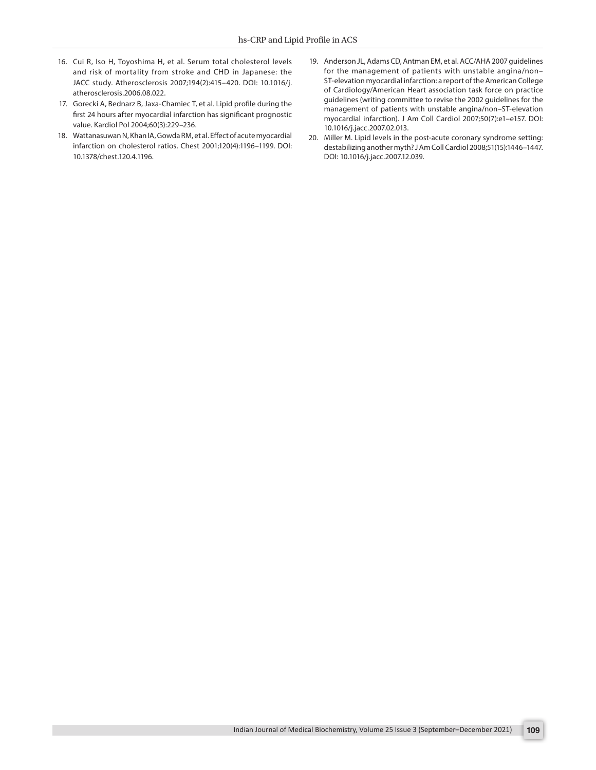16. Cui R, Iso H, Toyoshima H, et al. Serum total cholesterol levels and risk of mortality from stroke and CHD in Japanese: the JACC study. Atherosclerosis 2007;194(2):415–420. DOI: 10.1016/j.atherosclerosis.2006.08.022.
17. Gorecki A, Bednarz B, Jaxa-Chamiec T, et al. Lipid profile during the first 24 hours after myocardial infarction has significant prognostic value. Kardiol Pol 2004;60(3):229–236.
18. Wattanasuwan N, Khan IA, Gowda RM, et al. Effect of acute myocardial infarction on cholesterol ratios. Chest 2001;120(4):1196–1199. DOI: 10.1378/chest.120.4.1196.
19. Anderson JL, Adams CD, Antman EM, et al. ACC/AHA 2007 guidelines for the management of patients with unstable angina/non–ST-elevation myocardial infarction: a report of the American College of Cardiology/American Heart association task force on practice guidelines (writing committee to revise the 2002 guidelines for the management of patients with unstable angina/non–ST-elevation myocardial infarction). J Am Coll Cardiol 2007;50(7):e1–e157. DOI: 10.1016/j.jacc.2007.02.013.
20. Miller M. Lipid levels in the post-acute coronary syndrome setting: destabilizing another myth? J Am Coll Cardiol 2008;51(15):1446–1447. DOI: 10.1016/j.jacc.2007.12.039.